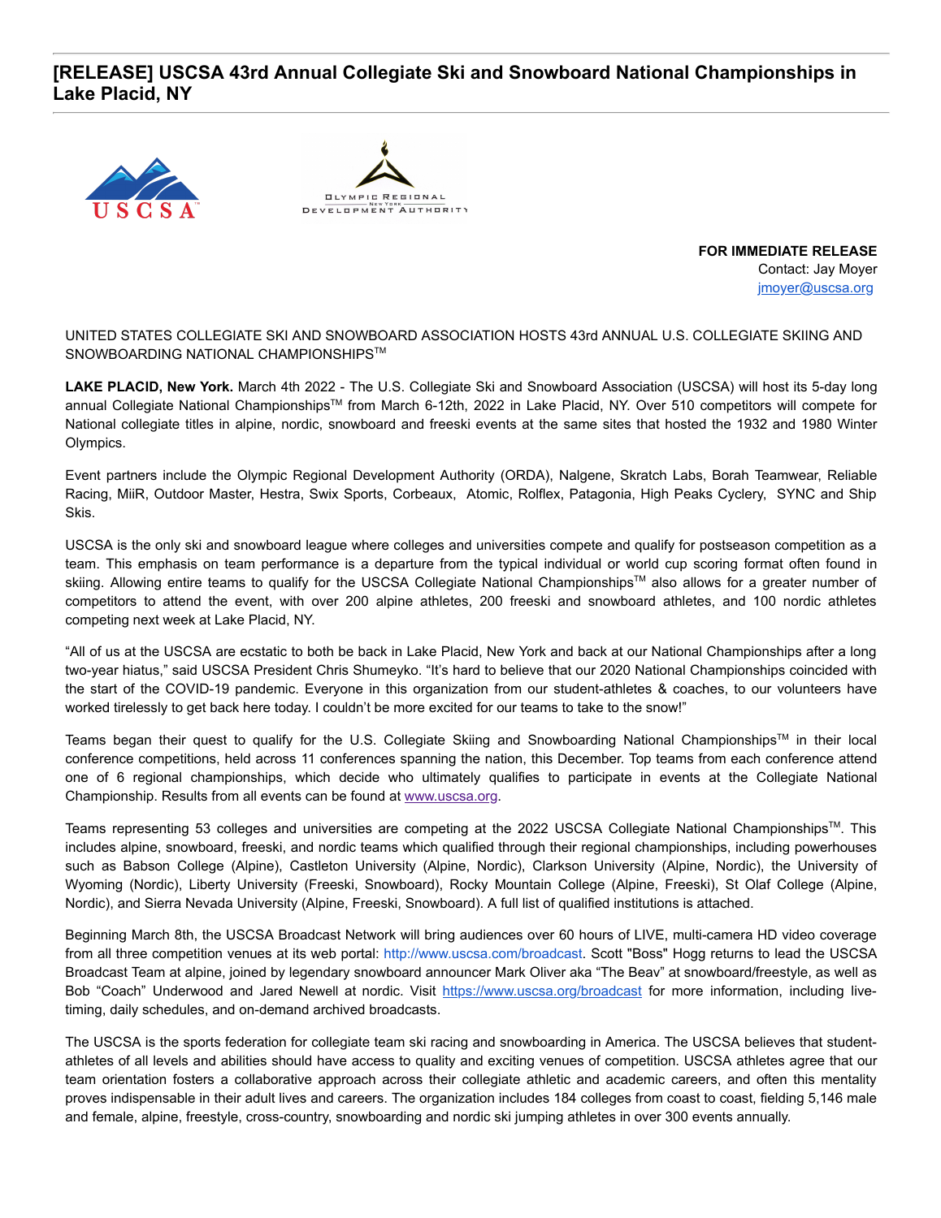# [RELEASE] USCSA 43rd Annual Collegiate Ski and Snowboard National Championships in Lake Placid, NY

**FOR IMMEDIATE RELEASE**
Contact: Jay Moyer
jmoyer@uscsa.org

UNITED STATES COLLEGIATE SKI AND SNOWBOARD ASSOCIATION HOSTS 43rd ANNUAL U.S. COLLEGIATE SKIING AND SNOWBOARDING NATIONAL CHAMPIONSHIPS™

**LAKE PLACID, New York.** March 4th 2022 - The U.S. Collegiate Ski and Snowboard Association (USCSA) will host its 5-day long annual Collegiate National Championships™ from March 6-12th, 2022 in Lake Placid, NY. Over 510 competitors will compete for National collegiate titles in alpine, nordic, snowboard and freeski events at the same sites that hosted the 1932 and 1980 Winter Olympics.

Event partners include the Olympic Regional Development Authority (ORDA), Nalgene, Skratch Labs, Borah Teamwear, Reliable Racing, MiiR, Outdoor Master, Hestra, Swix Sports, Corbeaux, Atomic, Rolflex, Patagonia, High Peaks Cyclery, SYNC and Ship Skis.

USCSA is the only ski and snowboard league where colleges and universities compete and qualify for postseason competition as a team. This emphasis on team performance is a departure from the typical individual or world cup scoring format often found in skiing. Allowing entire teams to qualify for the USCSA Collegiate National Championships™ also allows for a greater number of competitors to attend the event, with over 200 alpine athletes, 200 freeski and snowboard athletes, and 100 nordic athletes competing next week at Lake Placid, NY.

"All of us at the USCSA are ecstatic to both be back in Lake Placid, New York and back at our National Championships after a long two-year hiatus," said USCSA President Chris Shumeyko. "It's hard to believe that our 2020 National Championships coincided with the start of the COVID-19 pandemic. Everyone in this organization from our student-athletes & coaches, to our volunteers have worked tirelessly to get back here today. I couldn't be more excited for our teams to take to the snow!"

Teams began their quest to qualify for the U.S. Collegiate Skiing and Snowboarding National Championships™ in their local conference competitions, held across 11 conferences spanning the nation, this December. Top teams from each conference attend one of 6 regional championships, which decide who ultimately qualifies to participate in events at the Collegiate National Championship. Results from all events can be found at www.uscsa.org.

Teams representing 53 colleges and universities are competing at the 2022 USCSA Collegiate National Championships™. This includes alpine, snowboard, freeski, and nordic teams which qualified through their regional championships, including powerhouses such as Babson College (Alpine), Castleton University (Alpine, Nordic), Clarkson University (Alpine, Nordic), the University of Wyoming (Nordic), Liberty University (Freeski, Snowboard), Rocky Mountain College (Alpine, Freeski), St Olaf College (Alpine, Nordic), and Sierra Nevada University (Alpine, Freeski, Snowboard). A full list of qualified institutions is attached.

Beginning March 8th, the USCSA Broadcast Network will bring audiences over 60 hours of LIVE, multi-camera HD video coverage from all three competition venues at its web portal: http://www.uscsa.com/broadcast. Scott "Boss" Hogg returns to lead the USCSA Broadcast Team at alpine, joined by legendary snowboard announcer Mark Oliver aka "The Beav" at snowboard/freestyle, as well as Bob "Coach" Underwood and Jared Newell at nordic. Visit https://www.uscsa.org/broadcast for more information, including live-timing, daily schedules, and on-demand archived broadcasts.

The USCSA is the sports federation for collegiate team ski racing and snowboarding in America. The USCSA believes that student-athletes of all levels and abilities should have access to quality and exciting venues of competition. USCSA athletes agree that our team orientation fosters a collaborative approach across their collegiate athletic and academic careers, and often this mentality proves indispensable in their adult lives and careers. The organization includes 184 colleges from coast to coast, fielding 5,146 male and female, alpine, freestyle, cross-country, snowboarding and nordic ski jumping athletes in over 300 events annually.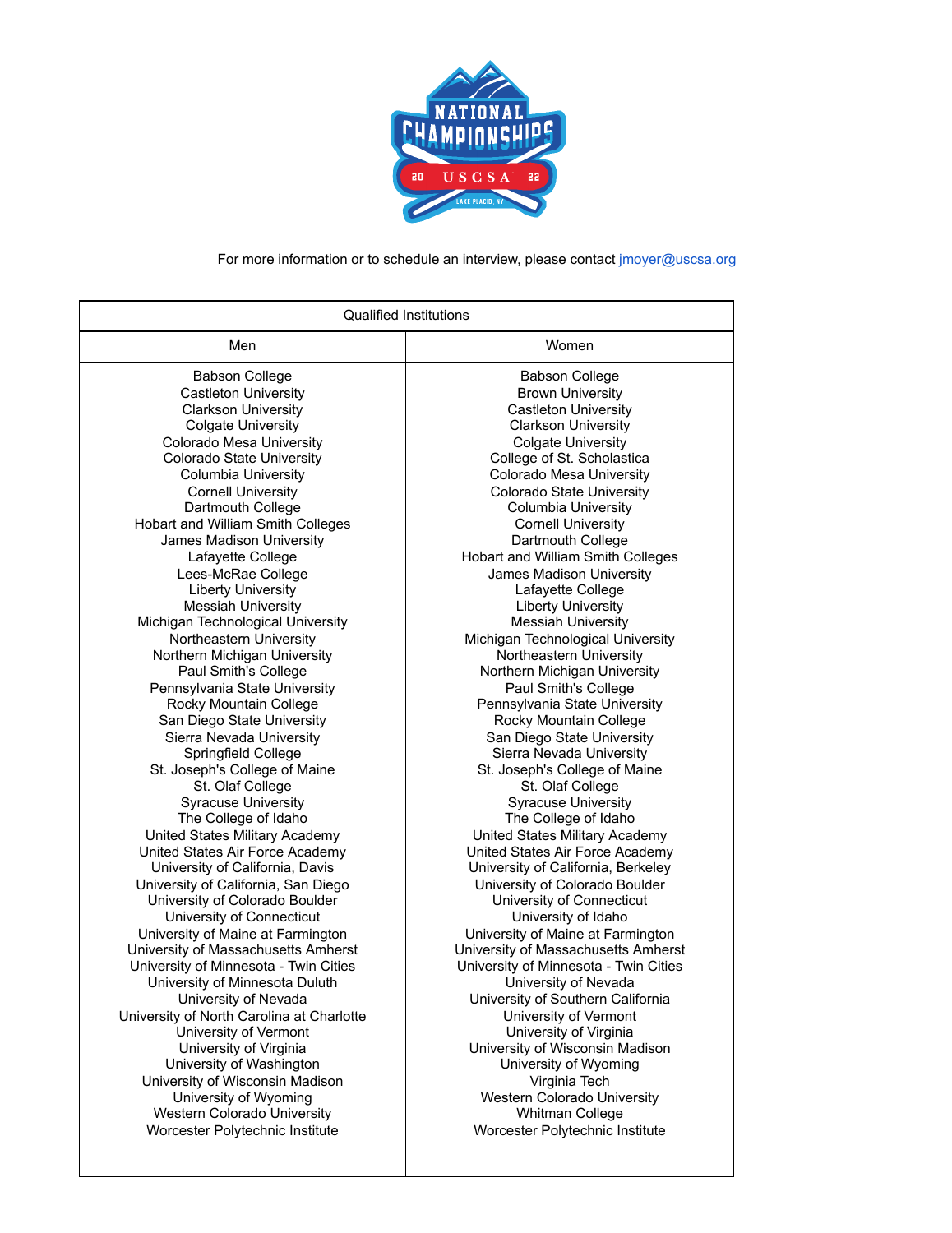For more information or to schedule an interview, please contact jmoyer@uscsa.org

| Qualified Institutions | |
|---|---|
| Men | Women |
| Babson College | Babson College |
| Castleton University | Brown University |
| Clarkson University | Castleton University |
| Colgate University | Clarkson University |
| Colorado Mesa University | Colgate University |
| Colorado State University | College of St. Scholastica |
| Columbia University | Colorado Mesa University |
| Cornell University | Colorado State University |
| Dartmouth College | Columbia University |
| Hobart and William Smith Colleges | Cornell University |
| James Madison University | Dartmouth College |
| Lafayette College | Hobart and William Smith Colleges |
| Lees-McRae College | James Madison University |
| Liberty University | Lafayette College |
| Messiah University | Liberty University |
| Michigan Technological University | Messiah University |
| Northeastern University | Michigan Technological University |
| Northern Michigan University | Northeastern University |
| Paul Smith's College | Northern Michigan University |
| Pennsylvania State University | Paul Smith's College |
| Rocky Mountain College | Pennsylvania State University |
| San Diego State University | Rocky Mountain College |
| Sierra Nevada University | San Diego State University |
| Springfield College | Sierra Nevada University |
| St. Joseph's College of Maine | St. Joseph's College of Maine |
| St. Olaf College | St. Olaf College |
| Syracuse University | Syracuse University |
| The College of Idaho | The College of Idaho |
| United States Military Academy | United States Military Academy |
| United States Air Force Academy | United States Air Force Academy |
| University of California, Davis | University of California, Berkeley |
| University of California, San Diego | University of Colorado Boulder |
| University of Colorado Boulder | University of Connecticut |
| University of Connecticut | University of Idaho |
| University of Maine at Farmington | University of Maine at Farmington |
| University of Massachusetts Amherst | University of Massachusetts Amherst |
| University of Minnesota - Twin Cities | University of Minnesota - Twin Cities |
| University of Minnesota Duluth | University of Nevada |
| University of Nevada | University of Southern California |
| University of North Carolina at Charlotte | University of Vermont |
| University of Vermont | University of Virginia |
| University of Virginia | University of Wisconsin Madison |
| University of Washington | University of Wyoming |
| University of Wisconsin Madison | Virginia Tech |
| University of Wyoming | Western Colorado University |
| Western Colorado University | Whitman College |
| Worcester Polytechnic Institute | Worcester Polytechnic Institute |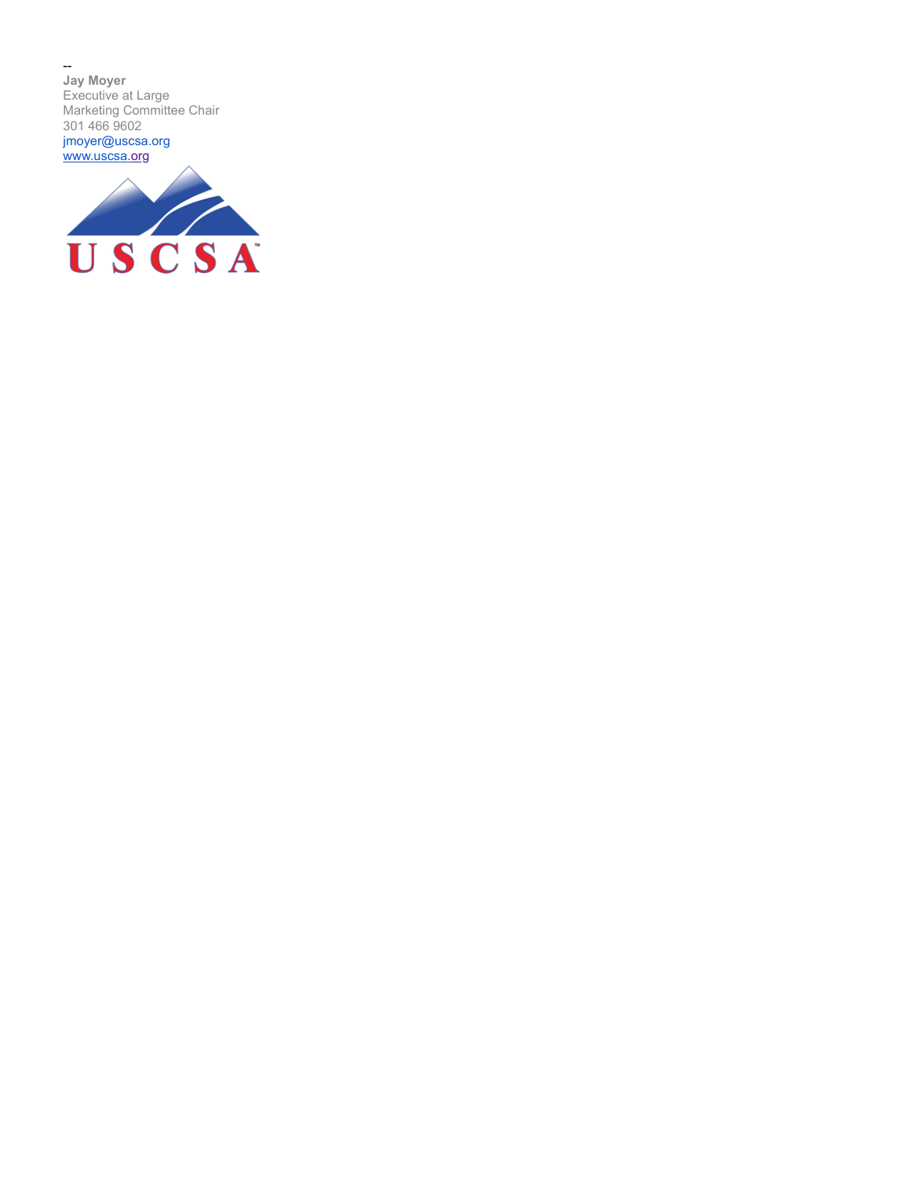--
**Jay Moyer**
Executive at Large
Marketing Committee Chair
301 466 9602
jmoyer@uscsa.org
www.uscsa.org